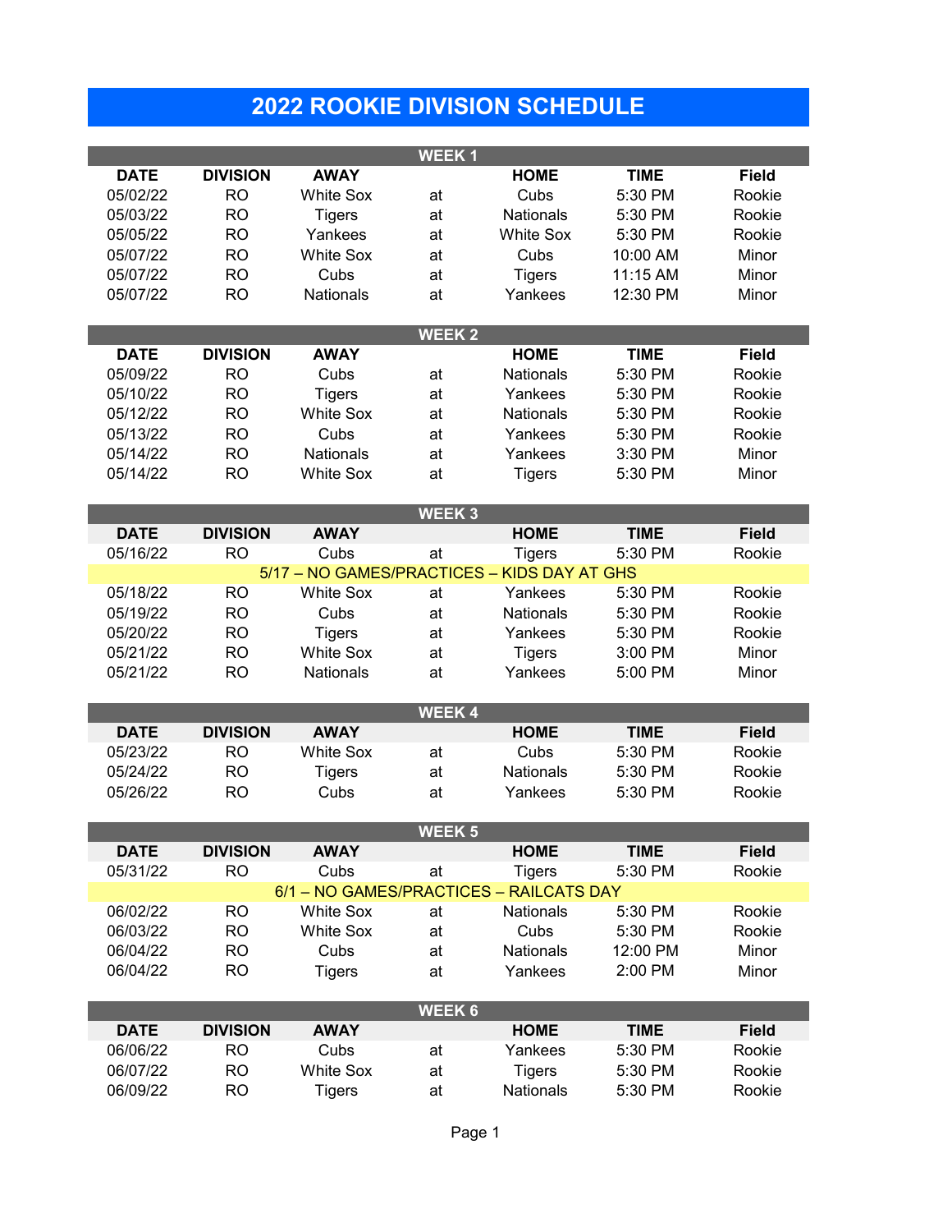# 2022 ROOKIE DIVISION SCHEDULE

## WEEK 1

| DATE | DIVISION | AWAY | | HOME | TIME | Field |
|---|---|---|---|---|---|---|
| 05/02/22 | RO | White Sox | at | Cubs | 5:30 PM | Rookie |
| 05/03/22 | RO | Tigers | at | Nationals | 5:30 PM | Rookie |
| 05/05/22 | RO | Yankees | at | White Sox | 5:30 PM | Rookie |
| 05/07/22 | RO | White Sox | at | Cubs | 10:00 AM | Minor |
| 05/07/22 | RO | Cubs | at | Tigers | 11:15 AM | Minor |
| 05/07/22 | RO | Nationals | at | Yankees | 12:30 PM | Minor |

## WEEK 2

| DATE | DIVISION | AWAY | | HOME | TIME | Field |
|---|---|---|---|---|---|---|
| 05/09/22 | RO | Cubs | at | Nationals | 5:30 PM | Rookie |
| 05/10/22 | RO | Tigers | at | Yankees | 5:30 PM | Rookie |
| 05/12/22 | RO | White Sox | at | Nationals | 5:30 PM | Rookie |
| 05/13/22 | RO | Cubs | at | Yankees | 5:30 PM | Rookie |
| 05/14/22 | RO | Nationals | at | Yankees | 3:30 PM | Minor |
| 05/14/22 | RO | White Sox | at | Tigers | 5:30 PM | Minor |

## WEEK 3

| DATE | DIVISION | AWAY | | HOME | TIME | Field |
|---|---|---|---|---|---|---|
| 05/16/22 | RO | Cubs | at | Tigers | 5:30 PM | Rookie |
| 5/17 – NO GAMES/PRACTICES – KIDS DAY AT GHS | | | | | | |
| 05/18/22 | RO | White Sox | at | Yankees | 5:30 PM | Rookie |
| 05/19/22 | RO | Cubs | at | Nationals | 5:30 PM | Rookie |
| 05/20/22 | RO | Tigers | at | Yankees | 5:30 PM | Rookie |
| 05/21/22 | RO | White Sox | at | Tigers | 3:00 PM | Minor |
| 05/21/22 | RO | Nationals | at | Yankees | 5:00 PM | Minor |

## WEEK 4

| DATE | DIVISION | AWAY | | HOME | TIME | Field |
|---|---|---|---|---|---|---|
| 05/23/22 | RO | White Sox | at | Cubs | 5:30 PM | Rookie |
| 05/24/22 | RO | Tigers | at | Nationals | 5:30 PM | Rookie |
| 05/26/22 | RO | Cubs | at | Yankees | 5:30 PM | Rookie |

## WEEK 5

| DATE | DIVISION | AWAY | | HOME | TIME | Field |
|---|---|---|---|---|---|---|
| 05/31/22 | RO | Cubs | at | Tigers | 5:30 PM | Rookie |
| 6/1 – NO GAMES/PRACTICES – RAILCATS DAY | | | | | | |
| 06/02/22 | RO | White Sox | at | Nationals | 5:30 PM | Rookie |
| 06/03/22 | RO | White Sox | at | Cubs | 5:30 PM | Rookie |
| 06/04/22 | RO | Cubs | at | Nationals | 12:00 PM | Minor |
| 06/04/22 | RO | Tigers | at | Yankees | 2:00 PM | Minor |

## WEEK 6

| DATE | DIVISION | AWAY | | HOME | TIME | Field |
|---|---|---|---|---|---|---|
| 06/06/22 | RO | Cubs | at | Yankees | 5:30 PM | Rookie |
| 06/07/22 | RO | White Sox | at | Tigers | 5:30 PM | Rookie |
| 06/09/22 | RO | Tigers | at | Nationals | 5:30 PM | Rookie |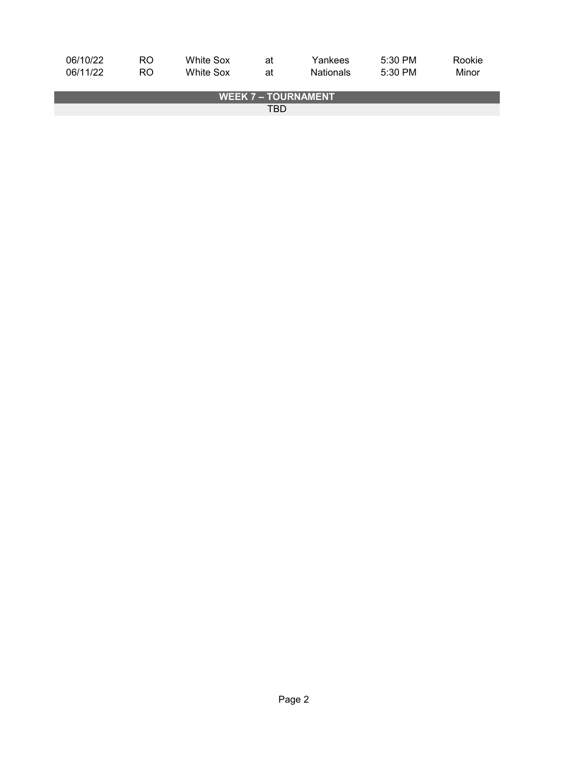| | | | | | | |
|---|---|---|---|---|---|---|
| 06/10/22 | RO | White Sox | at | Yankees | 5:30 PM | Rookie |
| 06/11/22 | RO | White Sox | at | Nationals | 5:30 PM | Minor |

## WEEK 7 – TOURNAMENT

TBD